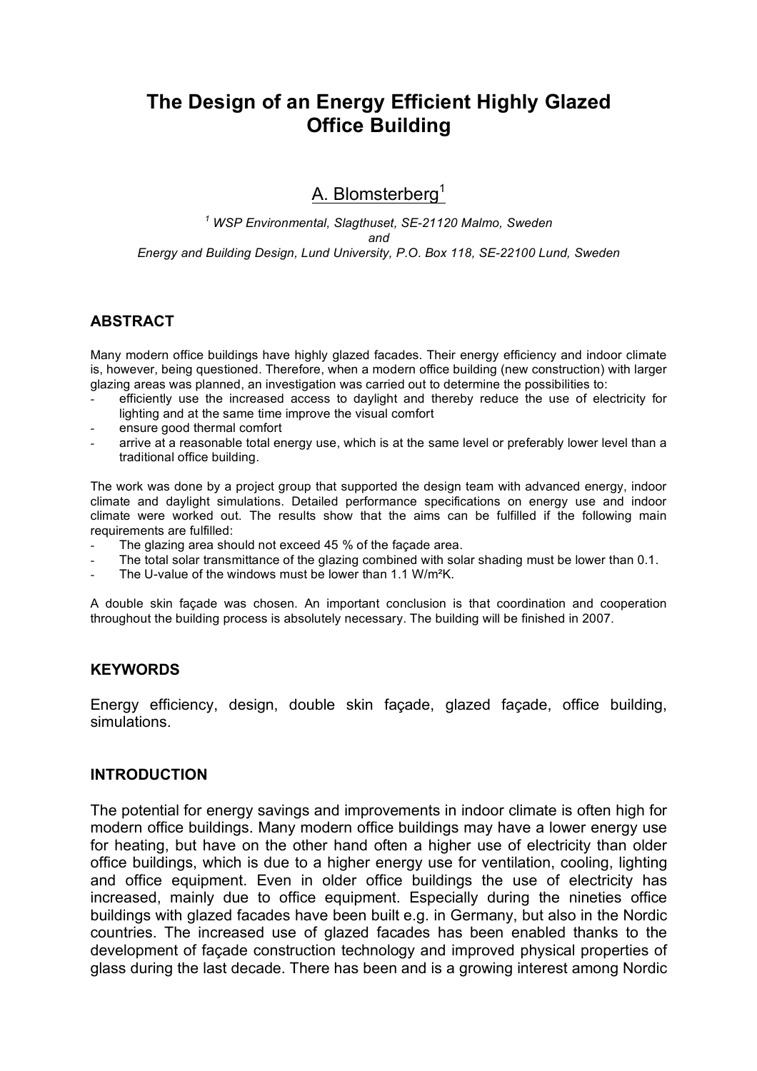# The Design of an Energy Efficient Highly Glazed Office Building

A. Blomsterberg[1]

[1] *WSP Environmental, Slagthuset, SE-21120 Malmo, Sweden*
*and*
*Energy and Building Design, Lund University, P.O. Box 118, SE-22100 Lund, Sweden*

## ABSTRACT

Many modern office buildings have highly glazed facades. Their energy efficiency and indoor climate is, however, being questioned. Therefore, when a modern office building (new construction) with larger glazing areas was planned, an investigation was carried out to determine the possibilities to:

- efficiently use the increased access to daylight and thereby reduce the use of electricity for lighting and at the same time improve the visual comfort
- ensure good thermal comfort
- arrive at a reasonable total energy use, which is at the same level or preferably lower level than a traditional office building.

The work was done by a project group that supported the design team with advanced energy, indoor climate and daylight simulations. Detailed performance specifications on energy use and indoor climate were worked out. The results show that the aims can be fulfilled if the following main requirements are fulfilled:

- The glazing area should not exceed 45 % of the façade area.
- The total solar transmittance of the glazing combined with solar shading must be lower than 0.1.
- The U-value of the windows must be lower than 1.1 W/m²K.

A double skin façade was chosen. An important conclusion is that coordination and cooperation throughout the building process is absolutely necessary. The building will be finished in 2007.

## KEYWORDS

Energy efficiency, design, double skin façade, glazed façade, office building, simulations.

## INTRODUCTION

The potential for energy savings and improvements in indoor climate is often high for modern office buildings. Many modern office buildings may have a lower energy use for heating, but have on the other hand often a higher use of electricity than older office buildings, which is due to a higher energy use for ventilation, cooling, lighting and office equipment. Even in older office buildings the use of electricity has increased, mainly due to office equipment. Especially during the nineties office buildings with glazed facades have been built e.g. in Germany, but also in the Nordic countries. The increased use of glazed facades has been enabled thanks to the development of façade construction technology and improved physical properties of glass during the last decade. There has been and is a growing interest among Nordic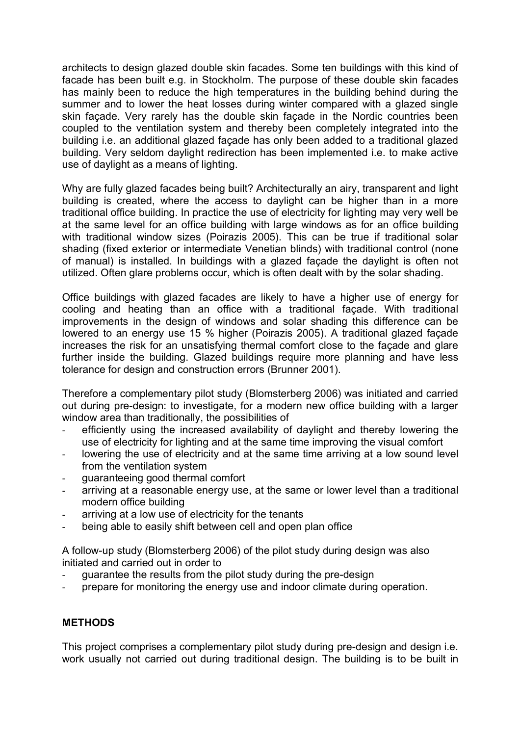architects to design glazed double skin facades. Some ten buildings with this kind of facade has been built e.g. in Stockholm. The purpose of these double skin facades has mainly been to reduce the high temperatures in the building behind during the summer and to lower the heat losses during winter compared with a glazed single skin façade. Very rarely has the double skin façade in the Nordic countries been coupled to the ventilation system and thereby been completely integrated into the building i.e. an additional glazed façade has only been added to a traditional glazed building. Very seldom daylight redirection has been implemented i.e. to make active use of daylight as a means of lighting.

Why are fully glazed facades being built? Architecturally an airy, transparent and light building is created, where the access to daylight can be higher than in a more traditional office building. In practice the use of electricity for lighting may very well be at the same level for an office building with large windows as for an office building with traditional window sizes (Poirazis 2005). This can be true if traditional solar shading (fixed exterior or intermediate Venetian blinds) with traditional control (none of manual) is installed. In buildings with a glazed façade the daylight is often not utilized. Often glare problems occur, which is often dealt with by the solar shading.

Office buildings with glazed facades are likely to have a higher use of energy for cooling and heating than an office with a traditional façade. With traditional improvements in the design of windows and solar shading this difference can be lowered to an energy use 15 % higher (Poirazis 2005). A traditional glazed façade increases the risk for an unsatisfying thermal comfort close to the façade and glare further inside the building. Glazed buildings require more planning and have less tolerance for design and construction errors (Brunner 2001).

Therefore a complementary pilot study (Blomsterberg 2006) was initiated and carried out during pre-design: to investigate, for a modern new office building with a larger window area than traditionally, the possibilities of

- efficiently using the increased availability of daylight and thereby lowering the use of electricity for lighting and at the same time improving the visual comfort
- lowering the use of electricity and at the same time arriving at a low sound level from the ventilation system
- guaranteeing good thermal comfort
- arriving at a reasonable energy use, at the same or lower level than a traditional modern office building
- arriving at a low use of electricity for the tenants
- being able to easily shift between cell and open plan office

A follow-up study (Blomsterberg 2006) of the pilot study during design was also initiated and carried out in order to

- guarantee the results from the pilot study during the pre-design
- prepare for monitoring the energy use and indoor climate during operation.

## METHODS

This project comprises a complementary pilot study during pre-design and design i.e. work usually not carried out during traditional design. The building is to be built in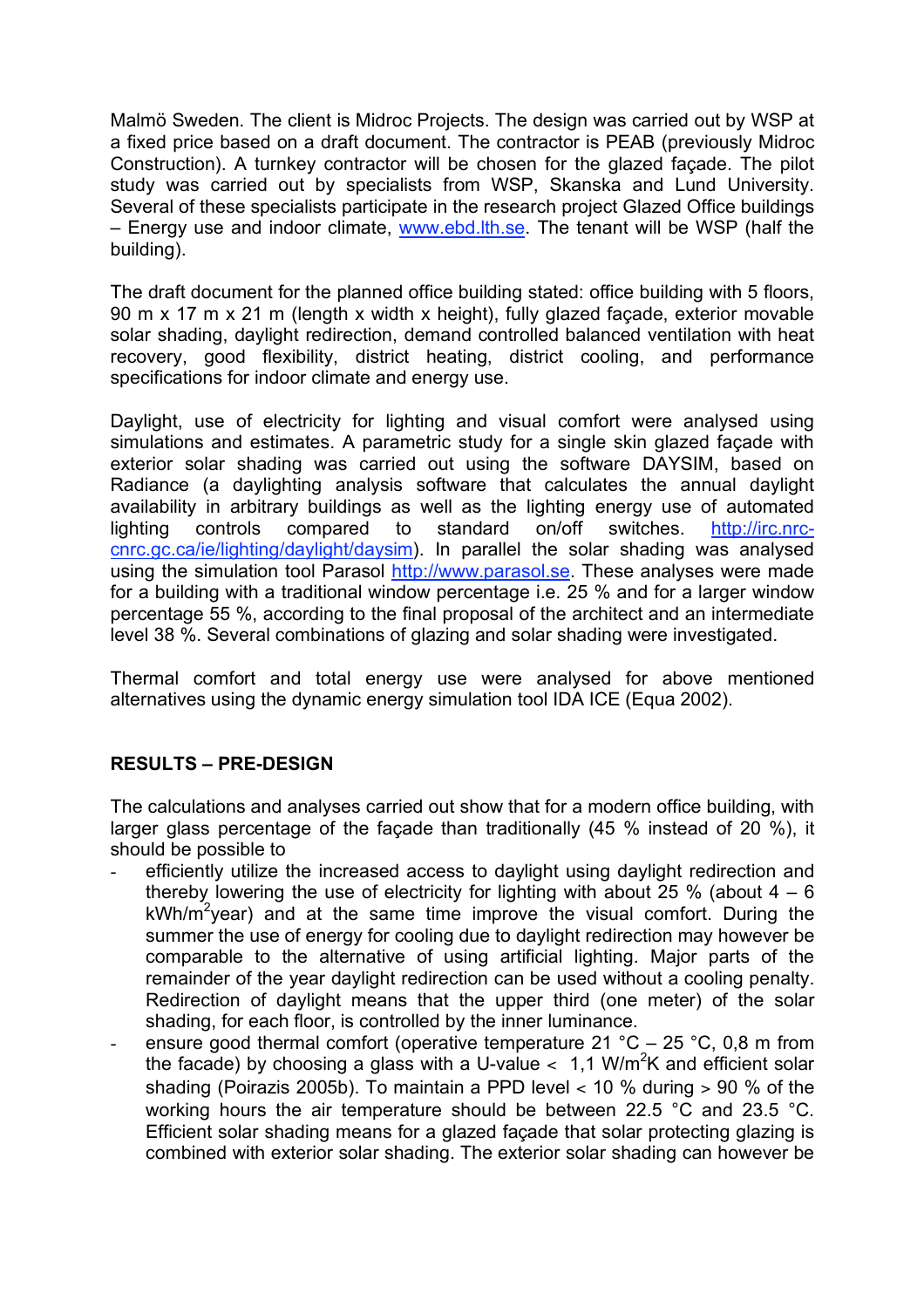Malmö Sweden. The client is Midroc Projects. The design was carried out by WSP at a fixed price based on a draft document. The contractor is PEAB (previously Midroc Construction). A turnkey contractor will be chosen for the glazed façade. The pilot study was carried out by specialists from WSP, Skanska and Lund University. Several of these specialists participate in the research project Glazed Office buildings – Energy use and indoor climate, www.ebd.lth.se. The tenant will be WSP (half the building).

The draft document for the planned office building stated: office building with 5 floors, 90 m x 17 m x 21 m (length x width x height), fully glazed façade, exterior movable solar shading, daylight redirection, demand controlled balanced ventilation with heat recovery, good flexibility, district heating, district cooling, and performance specifications for indoor climate and energy use.

Daylight, use of electricity for lighting and visual comfort were analysed using simulations and estimates. A parametric study for a single skin glazed façade with exterior solar shading was carried out using the software DAYSIM, based on Radiance (a daylighting analysis software that calculates the annual daylight availability in arbitrary buildings as well as the lighting energy use of automated lighting controls compared to standard on/off switches. http://irc.nrc-cnrc.gc.ca/ie/lighting/daylight/daysim). In parallel the solar shading was analysed using the simulation tool Parasol http://www.parasol.se. These analyses were made for a building with a traditional window percentage i.e. 25 % and for a larger window percentage 55 %, according to the final proposal of the architect and an intermediate level 38 %. Several combinations of glazing and solar shading were investigated.

Thermal comfort and total energy use were analysed for above mentioned alternatives using the dynamic energy simulation tool IDA ICE (Equa 2002).

## RESULTS – PRE-DESIGN

The calculations and analyses carried out show that for a modern office building, with larger glass percentage of the façade than traditionally (45 % instead of 20 %), it should be possible to

- efficiently utilize the increased access to daylight using daylight redirection and thereby lowering the use of electricity for lighting with about 25 % (about 4 – 6 kWh/m$^2$year) and at the same time improve the visual comfort. During the summer the use of energy for cooling due to daylight redirection may however be comparable to the alternative of using artificial lighting. Major parts of the remainder of the year daylight redirection can be used without a cooling penalty. Redirection of daylight means that the upper third (one meter) of the solar shading, for each floor, is controlled by the inner luminance.
- ensure good thermal comfort (operative temperature 21 °C – 25 °C, 0,8 m from the facade) by choosing a glass with a U-value < 1,1 W/m$^2$K and efficient solar shading (Poirazis 2005b). To maintain a PPD level < 10 % during > 90 % of the working hours the air temperature should be between 22.5 °C and 23.5 °C. Efficient solar shading means for a glazed façade that solar protecting glazing is combined with exterior solar shading. The exterior solar shading can however be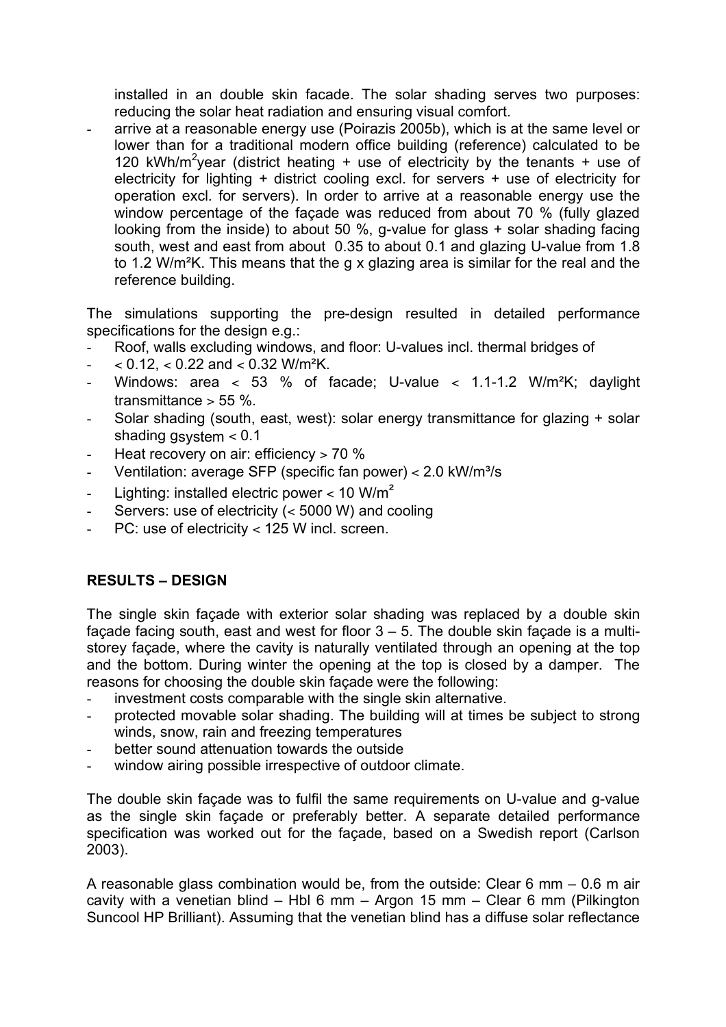installed in an double skin facade. The solar shading serves two purposes: reducing the solar heat radiation and ensuring visual comfort.

- arrive at a reasonable energy use (Poirazis 2005b), which is at the same level or lower than for a traditional modern office building (reference) calculated to be 120 kWh/m$^2$year (district heating + use of electricity by the tenants + use of electricity for lighting + district cooling excl. for servers + use of electricity for operation excl. for servers). In order to arrive at a reasonable energy use the window percentage of the façade was reduced from about 70 % (fully glazed looking from the inside) to about 50 %, g-value for glass + solar shading facing south, west and east from about 0.35 to about 0.1 and glazing U-value from 1.8 to 1.2 W/m²K. This means that the g x glazing area is similar for the real and the reference building.

The simulations supporting the pre-design resulted in detailed performance specifications for the design e.g.:

- Roof, walls excluding windows, and floor: U-values incl. thermal bridges of
- < 0.12, < 0.22 and < 0.32 W/m²K.
- Windows: area < 53 % of facade; U-value < 1.1-1.2 W/m²K; daylight transmittance > 55 %.
- Solar shading (south, east, west): solar energy transmittance for glazing + solar shading $g_{system}$ < 0.1
- Heat recovery on air: efficiency > 70 %
- Ventilation: average SFP (specific fan power) < 2.0 kW/m³/s
- Lighting: installed electric power < 10 W/m²
- Servers: use of electricity (< 5000 W) and cooling
- PC: use of electricity < 125 W incl. screen.

## RESULTS – DESIGN

The single skin façade with exterior solar shading was replaced by a double skin façade facing south, east and west for floor 3 – 5. The double skin façade is a multi-storey façade, where the cavity is naturally ventilated through an opening at the top and the bottom. During winter the opening at the top is closed by a damper. The reasons for choosing the double skin façade were the following:

- investment costs comparable with the single skin alternative.
- protected movable solar shading. The building will at times be subject to strong winds, snow, rain and freezing temperatures
- better sound attenuation towards the outside
- window airing possible irrespective of outdoor climate.

The double skin façade was to fulfil the same requirements on U-value and g-value as the single skin façade or preferably better. A separate detailed performance specification was worked out for the façade, based on a Swedish report (Carlson 2003).

A reasonable glass combination would be, from the outside: Clear 6 mm – 0.6 m air cavity with a venetian blind – Hbl 6 mm – Argon 15 mm – Clear 6 mm (Pilkington Suncool HP Brilliant). Assuming that the venetian blind has a diffuse solar reflectance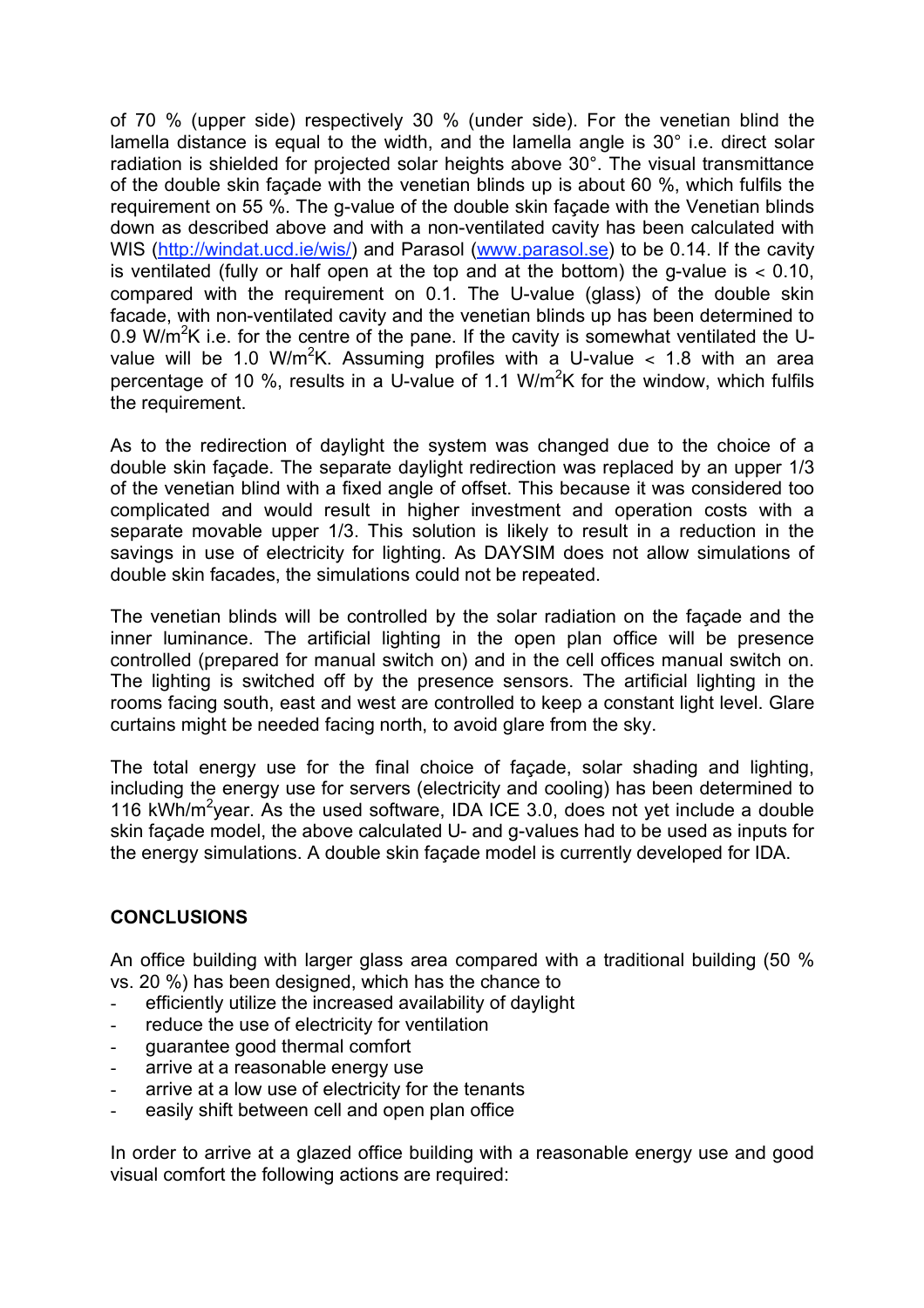of 70 % (upper side) respectively 30 % (under side). For the venetian blind the lamella distance is equal to the width, and the lamella angle is 30° i.e. direct solar radiation is shielded for projected solar heights above 30°. The visual transmittance of the double skin façade with the venetian blinds up is about 60 %, which fulfils the requirement on 55 %. The g-value of the double skin façade with the Venetian blinds down as described above and with a non-ventilated cavity has been calculated with WIS (http://windat.ucd.ie/wis/) and Parasol (www.parasol.se) to be 0.14. If the cavity is ventilated (fully or half open at the top and at the bottom) the g-value is < 0.10, compared with the requirement on 0.1. The U-value (glass) of the double skin facade, with non-ventilated cavity and the venetian blinds up has been determined to 0.9 $W/m^2K$ i.e. for the centre of the pane. If the cavity is somewhat ventilated the U-value will be 1.0 $W/m^2K$. Assuming profiles with a U-value < 1.8 with an area percentage of 10 %, results in a U-value of 1.1 $W/m^2K$ for the window, which fulfils the requirement.

As to the redirection of daylight the system was changed due to the choice of a double skin façade. The separate daylight redirection was replaced by an upper 1/3 of the venetian blind with a fixed angle of offset. This because it was considered too complicated and would result in higher investment and operation costs with a separate movable upper 1/3. This solution is likely to result in a reduction in the savings in use of electricity for lighting. As DAYSIM does not allow simulations of double skin facades, the simulations could not be repeated.

The venetian blinds will be controlled by the solar radiation on the façade and the inner luminance. The artificial lighting in the open plan office will be presence controlled (prepared for manual switch on) and in the cell offices manual switch on. The lighting is switched off by the presence sensors. The artificial lighting in the rooms facing south, east and west are controlled to keep a constant light level. Glare curtains might be needed facing north, to avoid glare from the sky.

The total energy use for the final choice of façade, solar shading and lighting, including the energy use for servers (electricity and cooling) has been determined to 116 $kWh/m^2$year. As the used software, IDA ICE 3.0, does not yet include a double skin façade model, the above calculated U- and g-values had to be used as inputs for the energy simulations. A double skin façade model is currently developed for IDA.

## CONCLUSIONS

An office building with larger glass area compared with a traditional building (50 % vs. 20 %) has been designed, which has the chance to

- efficiently utilize the increased availability of daylight
- reduce the use of electricity for ventilation
- guarantee good thermal comfort
- arrive at a reasonable energy use
- arrive at a low use of electricity for the tenants
- easily shift between cell and open plan office

In order to arrive at a glazed office building with a reasonable energy use and good visual comfort the following actions are required: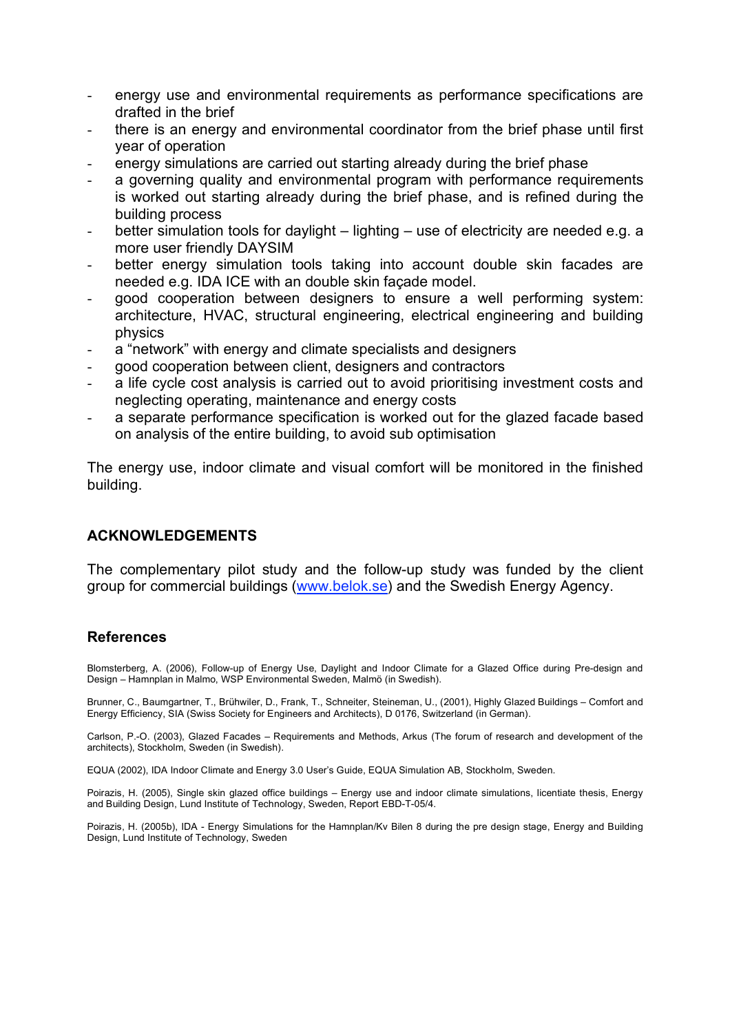- energy use and environmental requirements as performance specifications are drafted in the brief
- there is an energy and environmental coordinator from the brief phase until first year of operation
- energy simulations are carried out starting already during the brief phase
- a governing quality and environmental program with performance requirements is worked out starting already during the brief phase, and is refined during the building process
- better simulation tools for daylight – lighting – use of electricity are needed e.g. a more user friendly DAYSIM
- better energy simulation tools taking into account double skin facades are needed e.g. IDA ICE with an double skin façade model.
- good cooperation between designers to ensure a well performing system: architecture, HVAC, structural engineering, electrical engineering and building physics
- a "network" with energy and climate specialists and designers
- good cooperation between client, designers and contractors
- a life cycle cost analysis is carried out to avoid prioritising investment costs and neglecting operating, maintenance and energy costs
- a separate performance specification is worked out for the glazed facade based on analysis of the entire building, to avoid sub optimisation

The energy use, indoor climate and visual comfort will be monitored in the finished building.

## ACKNOWLEDGEMENTS

The complementary pilot study and the follow-up study was funded by the client group for commercial buildings (www.belok.se) and the Swedish Energy Agency.

## References

Blomsterberg, A. (2006), Follow-up of Energy Use, Daylight and Indoor Climate for a Glazed Office during Pre-design and Design – Hamnplan in Malmo, WSP Environmental Sweden, Malmö (in Swedish).

Brunner, C., Baumgartner, T., Brühwiler, D., Frank, T., Schneiter, Steineman, U., (2001), Highly Glazed Buildings – Comfort and Energy Efficiency, SIA (Swiss Society for Engineers and Architects), D 0176, Switzerland (in German).

Carlson, P.-O. (2003), Glazed Facades – Requirements and Methods, Arkus (The forum of research and development of the architects), Stockholm, Sweden (in Swedish).

EQUA (2002), IDA Indoor Climate and Energy 3.0 User's Guide, EQUA Simulation AB, Stockholm, Sweden.

Poirazis, H. (2005), Single skin glazed office buildings – Energy use and indoor climate simulations, licentiate thesis, Energy and Building Design, Lund Institute of Technology, Sweden, Report EBD-T-05/4.

Poirazis, H. (2005b), IDA - Energy Simulations for the Hamnplan/Kv Bilen 8 during the pre design stage, Energy and Building Design, Lund Institute of Technology, Sweden